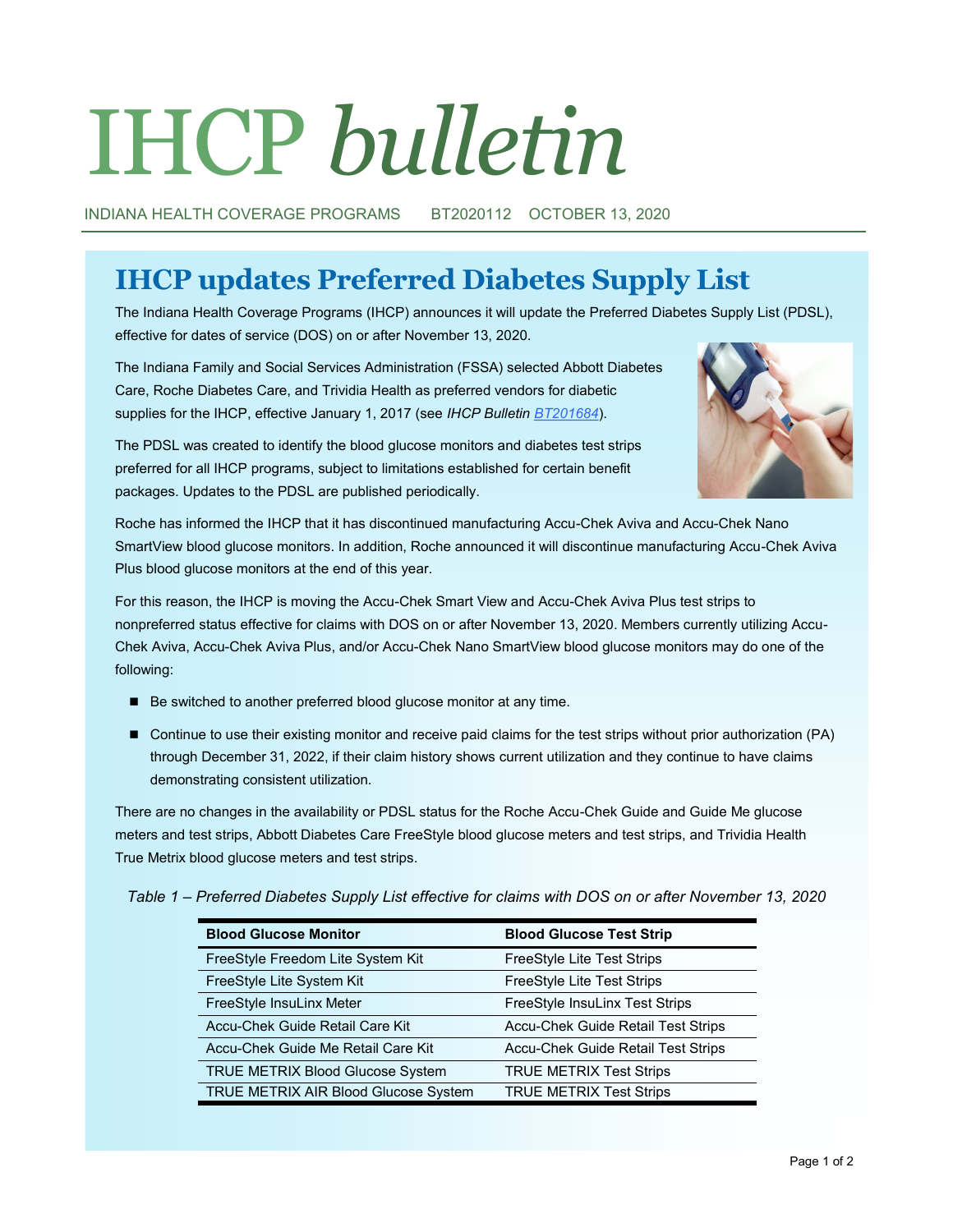# IHCP *bulletin*

INDIANA HEALTH COVERAGE PROGRAMS BT2020112 OCTOBER 13, 2020

## IHCP updates Preferred Diabetes Supply List

The Indiana Health Coverage Programs (IHCP) announces it will update the Preferred Diabetes Supply List (PDSL), effective for dates of service (DOS) on or after November 13, 2020.

The Indiana Family and Social Services Administration (FSSA) selected Abbott Diabetes Care, Roche Diabetes Care, and Trividia Health as preferred vendors for diabetic supplies for the IHCP, effective January 1, 2017 (see *IHCP Bulletin* BT201684).

The PDSL was created to identify the blood glucose monitors and diabetes test strips preferred for all IHCP programs, subject to limitations established for certain benefit packages. Updates to the PDSL are published periodically.

Roche has informed the IHCP that it has discontinued manufacturing Accu-Chek Aviva and Accu-Chek Nano SmartView blood glucose monitors. In addition, Roche announced it will discontinue manufacturing Accu-Chek Aviva Plus blood glucose monitors at the end of this year.

For this reason, the IHCP is moving the Accu-Chek Smart View and Accu-Chek Aviva Plus test strips to nonpreferred status effective for claims with DOS on or after November 13, 2020. Members currently utilizing Accu-Chek Aviva, Accu-Chek Aviva Plus, and/or Accu-Chek Nano SmartView blood glucose monitors may do one of the following:

- Be switched to another preferred blood glucose monitor at any time.
- Continue to use their existing monitor and receive paid claims for the test strips without prior authorization (PA) through December 31, 2022, if their claim history shows current utilization and they continue to have claims demonstrating consistent utilization.

There are no changes in the availability or PDSL status for the Roche Accu-Chek Guide and Guide Me glucose meters and test strips, Abbott Diabetes Care FreeStyle blood glucose meters and test strips, and Trividia Health True Metrix blood glucose meters and test strips.

*Table 1 – Preferred Diabetes Supply List effective for claims with DOS on or after November 13, 2020*

| Blood Glucose Monitor | Blood Glucose Test Strip |
|---|---|
| FreeStyle Freedom Lite System Kit | FreeStyle Lite Test Strips |
| FreeStyle Lite System Kit | FreeStyle Lite Test Strips |
| FreeStyle InsuLinx Meter | FreeStyle InsuLinx Test Strips |
| Accu-Chek Guide Retail Care Kit | Accu-Chek Guide Retail Test Strips |
| Accu-Chek Guide Me Retail Care Kit | Accu-Chek Guide Retail Test Strips |
| TRUE METRIX Blood Glucose System | TRUE METRIX Test Strips |
| TRUE METRIX AIR Blood Glucose System | TRUE METRIX Test Strips |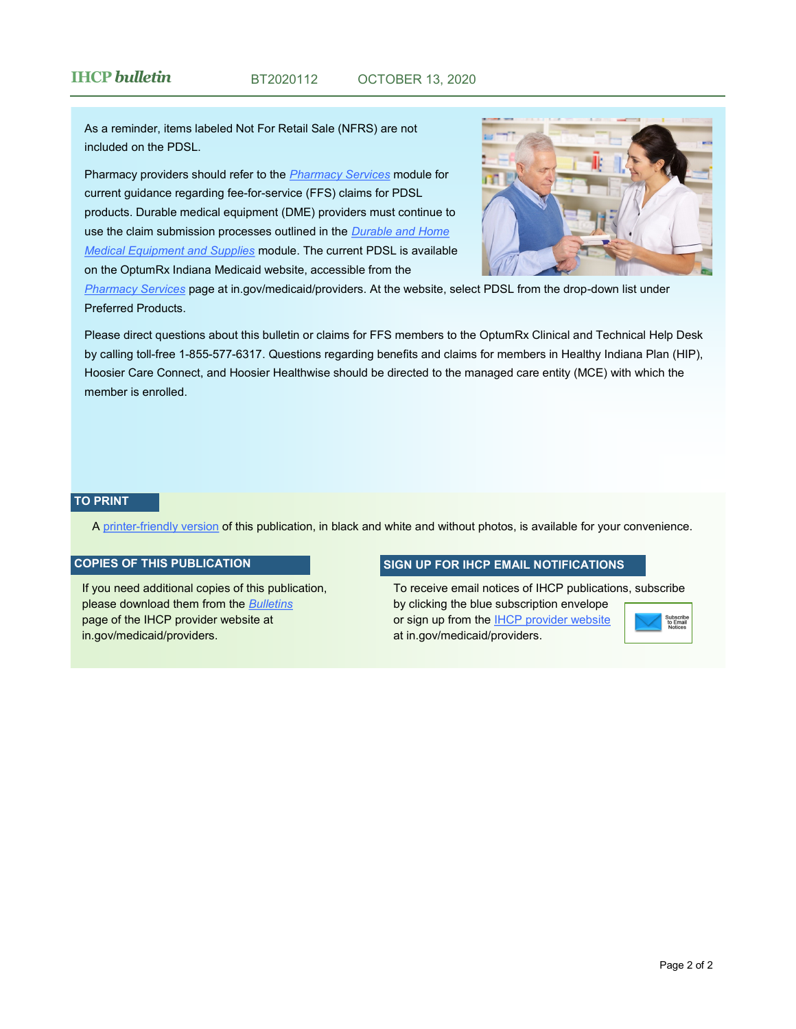As a reminder, items labeled Not For Retail Sale (NFRS) are not included on the PDSL.

Pharmacy providers should refer to the *Pharmacy Services* module for current guidance regarding fee-for-service (FFS) claims for PDSL products. Durable medical equipment (DME) providers must continue to use the claim submission processes outlined in the *Durable and Home Medical Equipment and Supplies* module. The current PDSL is available on the OptumRx Indiana Medicaid website, accessible from the *Pharmacy Services* page at in.gov/medicaid/providers. At the website, select PDSL from the drop-down list under Preferred Products.

Please direct questions about this bulletin or claims for FFS members to the OptumRx Clinical and Technical Help Desk by calling toll-free 1-855-577-6317. Questions regarding benefits and claims for members in Healthy Indiana Plan (HIP), Hoosier Care Connect, and Hoosier Healthwise should be directed to the managed care entity (MCE) with which the member is enrolled.

## TO PRINT

A printer-friendly version of this publication, in black and white and without photos, is available for your convenience.

## COPIES OF THIS PUBLICATION

If you need additional copies of this publication, please download them from the *Bulletins* page of the IHCP provider website at in.gov/medicaid/providers.

## SIGN UP FOR IHCP EMAIL NOTIFICATIONS

To receive email notices of IHCP publications, subscribe by clicking the blue subscription envelope or sign up from the IHCP provider website at in.gov/medicaid/providers.

Subscribe to Email Notices